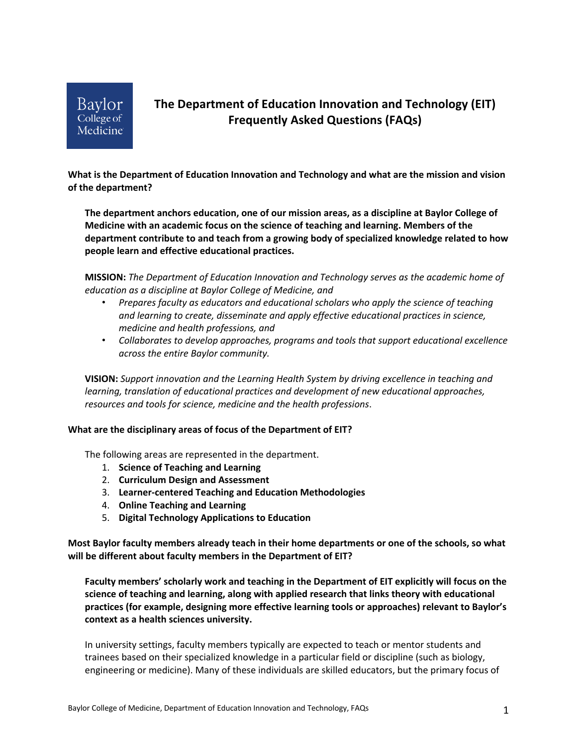# The Department of Education Innovation and Technology (EIT) Frequently Asked Questions (FAQs)

**What is the Department of Education Innovation and Technology and what are the mission and vision of the department?**

**The department anchors education, one of our mission areas, as a discipline at Baylor College of Medicine with an academic focus on the science of teaching and learning. Members of the department contribute to and teach from a growing body of specialized knowledge related to how people learn and effective educational practices.**

**MISSION:** *The Department of Education Innovation and Technology serves as the academic home of education as a discipline at Baylor College of Medicine, and*

- *Prepares faculty as educators and educational scholars who apply the science of teaching and learning to create, disseminate and apply effective educational practices in science, medicine and health professions, and*
- *Collaborates to develop approaches, programs and tools that support educational excellence across the entire Baylor community.*

**VISION:** *Support innovation and the Learning Health System by driving excellence in teaching and learning, translation of educational practices and development of new educational approaches, resources and tools for science, medicine and the health professions*.

**What are the disciplinary areas of focus of the Department of EIT?**

The following areas are represented in the department.

1. **Science of Teaching and Learning**
2. **Curriculum Design and Assessment**
3. **Learner-centered Teaching and Education Methodologies**
4. **Online Teaching and Learning**
5. **Digital Technology Applications to Education**

**Most Baylor faculty members already teach in their home departments or one of the schools, so what will be different about faculty members in the Department of EIT?**

**Faculty members' scholarly work and teaching in the Department of EIT explicitly will focus on the science of teaching and learning, along with applied research that links theory with educational practices (for example, designing more effective learning tools or approaches) relevant to Baylor's context as a health sciences university.**

In university settings, faculty members typically are expected to teach or mentor students and trainees based on their specialized knowledge in a particular field or discipline (such as biology, engineering or medicine). Many of these individuals are skilled educators, but the primary focus of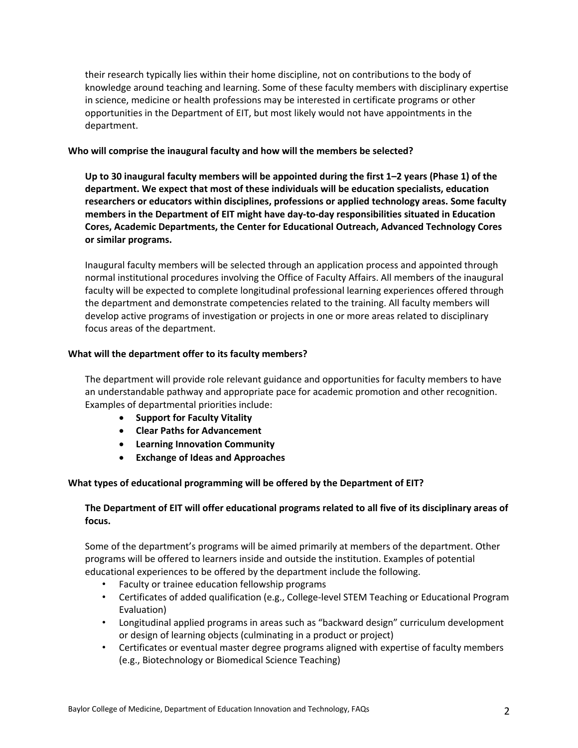their research typically lies within their home discipline, not on contributions to the body of knowledge around teaching and learning. Some of these faculty members with disciplinary expertise in science, medicine or health professions may be interested in certificate programs or other opportunities in the Department of EIT, but most likely would not have appointments in the department.

### Who will comprise the inaugural faculty and how will the members be selected?

**Up to 30 inaugural faculty members will be appointed during the first 1–2 years (Phase 1) of the department. We expect that most of these individuals will be education specialists, education researchers or educators within disciplines, professions or applied technology areas. Some faculty members in the Department of EIT might have day-to-day responsibilities situated in Education Cores, Academic Departments, the Center for Educational Outreach, Advanced Technology Cores or similar programs.**

Inaugural faculty members will be selected through an application process and appointed through normal institutional procedures involving the Office of Faculty Affairs. All members of the inaugural faculty will be expected to complete longitudinal professional learning experiences offered through the department and demonstrate competencies related to the training. All faculty members will develop active programs of investigation or projects in one or more areas related to disciplinary focus areas of the department.

### What will the department offer to its faculty members?

The department will provide role relevant guidance and opportunities for faculty members to have an understandable pathway and appropriate pace for academic promotion and other recognition. Examples of departmental priorities include:

- **Support for Faculty Vitality**
- **Clear Paths for Advancement**
- **Learning Innovation Community**
- **Exchange of Ideas and Approaches**

### What types of educational programming will be offered by the Department of EIT?

**The Department of EIT will offer educational programs related to all five of its disciplinary areas of focus.**

Some of the department's programs will be aimed primarily at members of the department. Other programs will be offered to learners inside and outside the institution. Examples of potential educational experiences to be offered by the department include the following.

- Faculty or trainee education fellowship programs
- Certificates of added qualification (e.g., College-level STEM Teaching or Educational Program Evaluation)
- Longitudinal applied programs in areas such as "backward design" curriculum development or design of learning objects (culminating in a product or project)
- Certificates or eventual master degree programs aligned with expertise of faculty members (e.g., Biotechnology or Biomedical Science Teaching)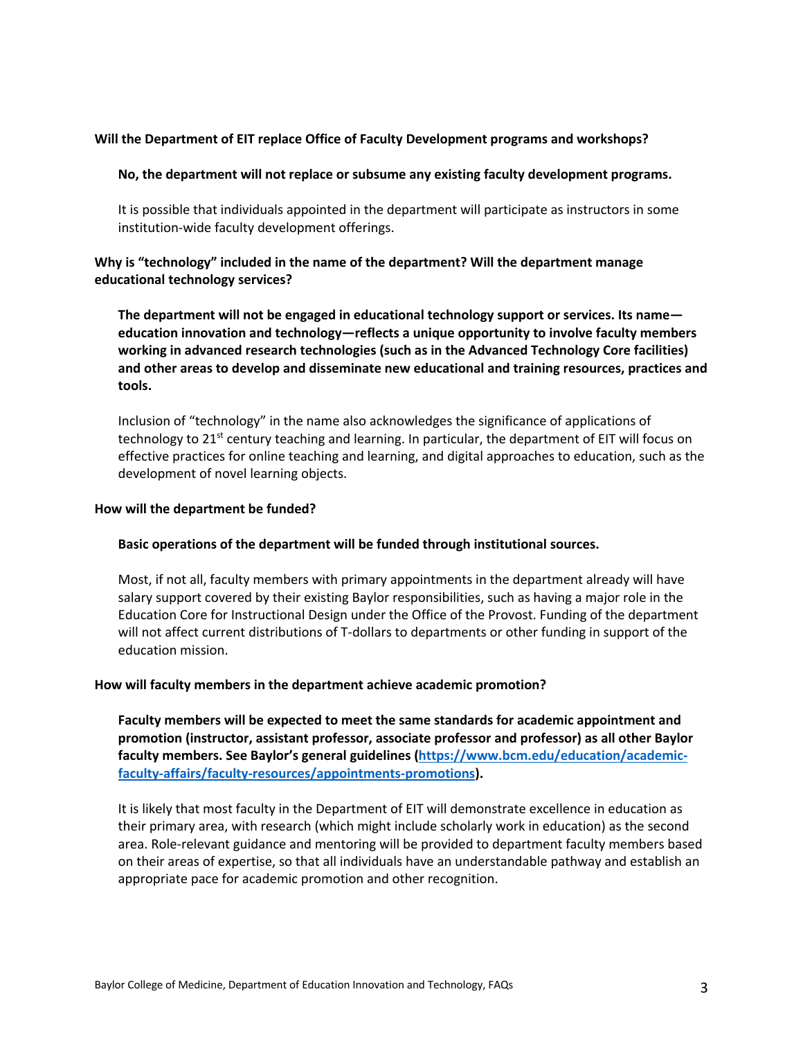**Will the Department of EIT replace Office of Faculty Development programs and workshops?**

**No, the department will not replace or subsume any existing faculty development programs.**

It is possible that individuals appointed in the department will participate as instructors in some institution-wide faculty development offerings.

**Why is "technology" included in the name of the department? Will the department manage educational technology services?**

**The department will not be engaged in educational technology support or services. Its name—education innovation and technology—reflects a unique opportunity to involve faculty members working in advanced research technologies (such as in the Advanced Technology Core facilities) and other areas to develop and disseminate new educational and training resources, practices and tools.**

Inclusion of "technology" in the name also acknowledges the significance of applications of technology to 21st century teaching and learning. In particular, the department of EIT will focus on effective practices for online teaching and learning, and digital approaches to education, such as the development of novel learning objects.

**How will the department be funded?**

**Basic operations of the department will be funded through institutional sources.**

Most, if not all, faculty members with primary appointments in the department already will have salary support covered by their existing Baylor responsibilities, such as having a major role in the Education Core for Instructional Design under the Office of the Provost. Funding of the department will not affect current distributions of T-dollars to departments or other funding in support of the education mission.

**How will faculty members in the department achieve academic promotion?**

**Faculty members will be expected to meet the same standards for academic appointment and promotion (instructor, assistant professor, associate professor and professor) as all other Baylor faculty members. See Baylor's general guidelines ([https://www.bcm.edu/education/academic-faculty-affairs/faculty-resources/appointments-promotions](https://www.bcm.edu/education/academic-faculty-affairs/faculty-resources/appointments-promotions)).**

It is likely that most faculty in the Department of EIT will demonstrate excellence in education as their primary area, with research (which might include scholarly work in education) as the second area. Role-relevant guidance and mentoring will be provided to department faculty members based on their areas of expertise, so that all individuals have an understandable pathway and establish an appropriate pace for academic promotion and other recognition.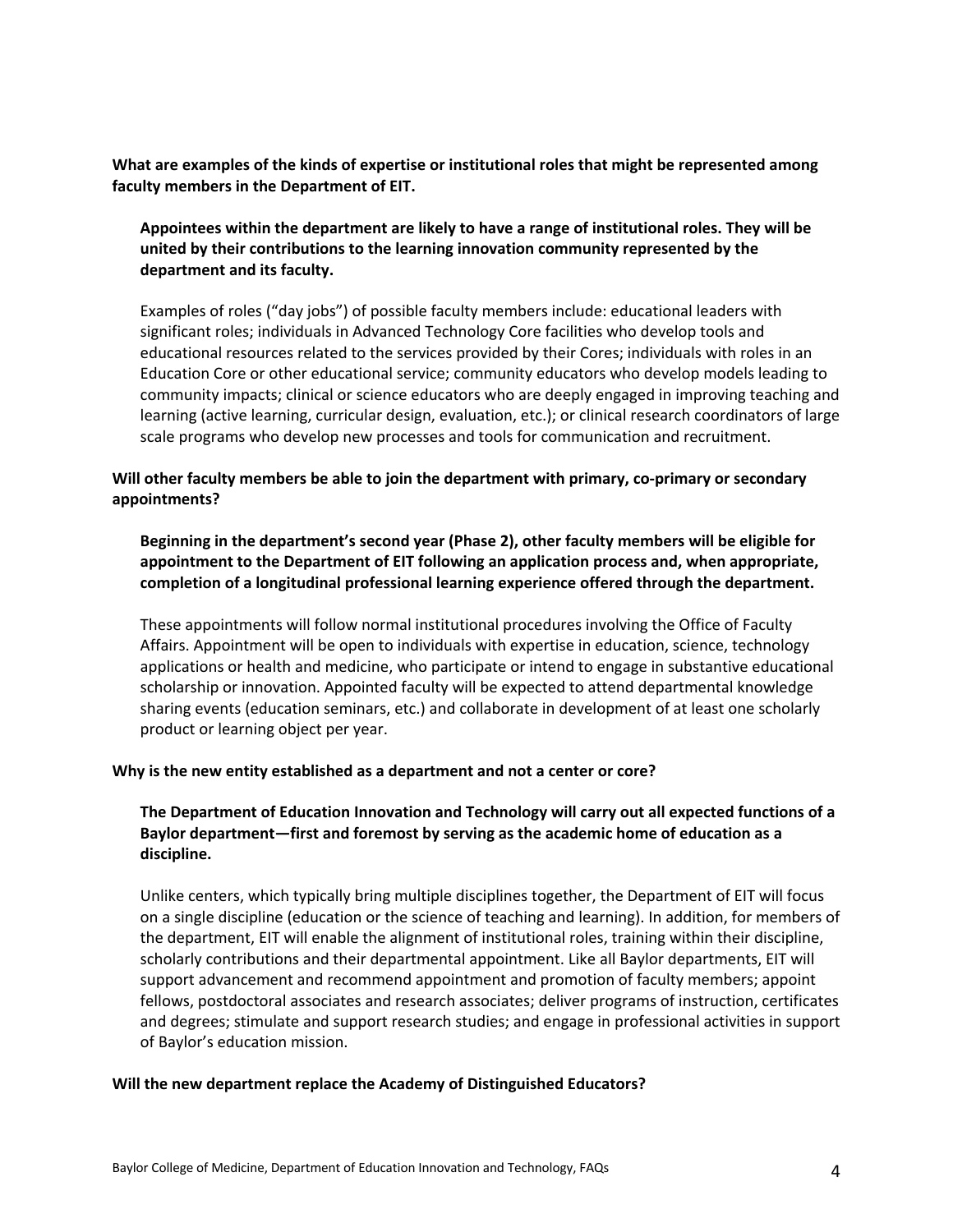**What are examples of the kinds of expertise or institutional roles that might be represented among faculty members in the Department of EIT.**

**Appointees within the department are likely to have a range of institutional roles. They will be united by their contributions to the learning innovation community represented by the department and its faculty.**

Examples of roles ("day jobs") of possible faculty members include: educational leaders with significant roles; individuals in Advanced Technology Core facilities who develop tools and educational resources related to the services provided by their Cores; individuals with roles in an Education Core or other educational service; community educators who develop models leading to community impacts; clinical or science educators who are deeply engaged in improving teaching and learning (active learning, curricular design, evaluation, etc.); or clinical research coordinators of large scale programs who develop new processes and tools for communication and recruitment.

**Will other faculty members be able to join the department with primary, co-primary or secondary appointments?**

**Beginning in the department's second year (Phase 2), other faculty members will be eligible for appointment to the Department of EIT following an application process and, when appropriate, completion of a longitudinal professional learning experience offered through the department.**

These appointments will follow normal institutional procedures involving the Office of Faculty Affairs. Appointment will be open to individuals with expertise in education, science, technology applications or health and medicine, who participate or intend to engage in substantive educational scholarship or innovation. Appointed faculty will be expected to attend departmental knowledge sharing events (education seminars, etc.) and collaborate in development of at least one scholarly product or learning object per year.

**Why is the new entity established as a department and not a center or core?**

**The Department of Education Innovation and Technology will carry out all expected functions of a Baylor department—first and foremost by serving as the academic home of education as a discipline.**

Unlike centers, which typically bring multiple disciplines together, the Department of EIT will focus on a single discipline (education or the science of teaching and learning). In addition, for members of the department, EIT will enable the alignment of institutional roles, training within their discipline, scholarly contributions and their departmental appointment. Like all Baylor departments, EIT will support advancement and recommend appointment and promotion of faculty members; appoint fellows, postdoctoral associates and research associates; deliver programs of instruction, certificates and degrees; stimulate and support research studies; and engage in professional activities in support of Baylor's education mission.

**Will the new department replace the Academy of Distinguished Educators?**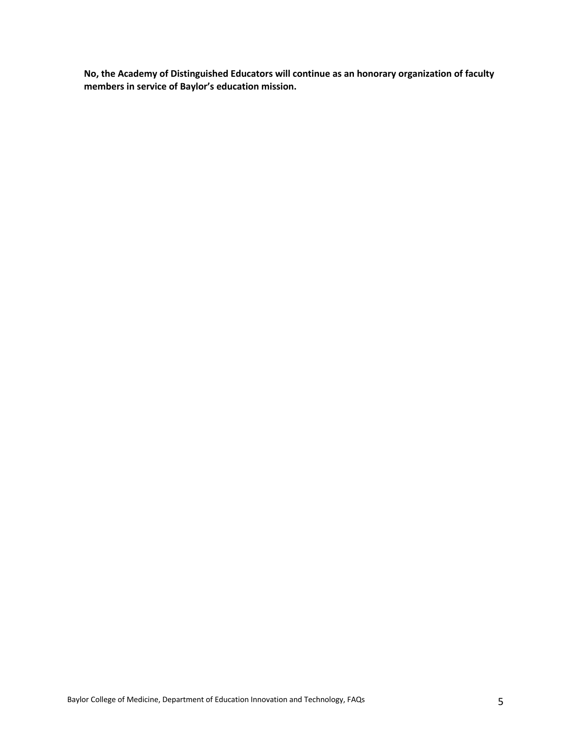**No, the Academy of Distinguished Educators will continue as an honorary organization of faculty members in service of Baylor's education mission.**